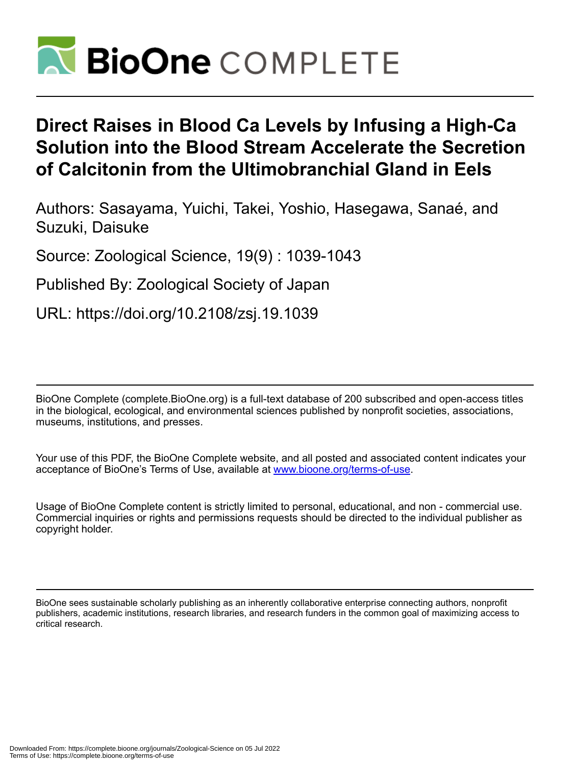# Direct Raises in Blood Ca Levels by Infusing a High-Ca Solution into the Blood Stream Accelerate the Secretion of Calcitonin from the Ultimobranchial Gland in Eels

Authors: Sasayama, Yuichi, Takei, Yoshio, Hasegawa, Sanaé, and Suzuki, Daisuke

Source: Zoological Science, 19(9) : 1039-1043

Published By: Zoological Society of Japan

URL: https://doi.org/10.2108/zsj.19.1039

BioOne Complete (complete.BioOne.org) is a full-text database of 200 subscribed and open-access titles in the biological, ecological, and environmental sciences published by nonprofit societies, associations, museums, institutions, and presses.

Your use of this PDF, the BioOne Complete website, and all posted and associated content indicates your acceptance of BioOne's Terms of Use, available at www.bioone.org/terms-of-use.

Usage of BioOne Complete content is strictly limited to personal, educational, and non - commercial use. Commercial inquiries or rights and permissions requests should be directed to the individual publisher as copyright holder.

BioOne sees sustainable scholarly publishing as an inherently collaborative enterprise connecting authors, nonprofit publishers, academic institutions, research libraries, and research funders in the common goal of maximizing access to critical research.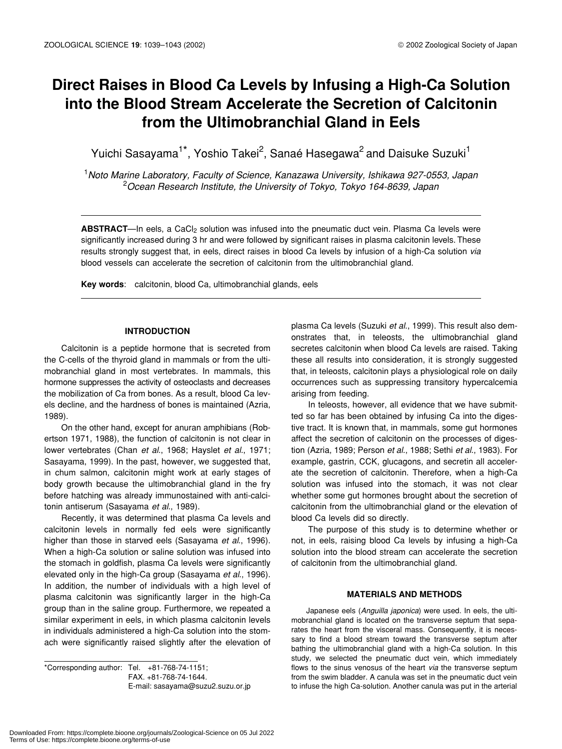# Direct Raises in Blood Ca Levels by Infusing a High-Ca Solution into the Blood Stream Accelerate the Secretion of Calcitonin from the Ultimobranchial Gland in Eels

Yuichi Sasayama[1*], Yoshio Takei[2], Sanaé Hasegawa[2] and Daisuke Suzuki[1]

[1] *Noto Marine Laboratory, Faculty of Science, Kanazawa University, Ishikawa 927-0553, Japan*
[2] *Ocean Research Institute, the University of Tokyo, Tokyo 164-8639, Japan*

**ABSTRACT**—In eels, a $CaCl_2$ solution was infused into the pneumatic duct vein. Plasma Ca levels were significantly increased during 3 hr and were followed by significant raises in plasma calcitonin levels. These results strongly suggest that, in eels, direct raises in blood Ca levels by infusion of a high-Ca solution *via* blood vessels can accelerate the secretion of calcitonin from the ultimobranchial gland.

**Key words**: calcitonin, blood Ca, ultimobranchial glands, eels

## INTRODUCTION

Calcitonin is a peptide hormone that is secreted from the C-cells of the thyroid gland in mammals or from the ultimobranchial gland in most vertebrates. In mammals, this hormone suppresses the activity of osteoclasts and decreases the mobilization of Ca from bones. As a result, blood Ca levels decline, and the hardness of bones is maintained (Azria, 1989).

On the other hand, except for anuran amphibians (Robertson 1971, 1988), the function of calcitonin is not clear in lower vertebrates (Chan *et al*., 1968; Hayslet *et al*., 1971; Sasayama, 1999). In the past, however, we suggested that, in chum salmon, calcitonin might work at early stages of body growth because the ultimobranchial gland in the fry before hatching was already immunostained with anti-calcitonin antiserum (Sasayama *et al*., 1989).

Recently, it was determined that plasma Ca levels and calcitonin levels in normally fed eels were significantly higher than those in starved eels (Sasayama *et al*., 1996). When a high-Ca solution or saline solution was infused into the stomach in goldfish, plasma Ca levels were significantly elevated only in the high-Ca group (Sasayama *et al*., 1996). In addition, the number of individuals with a high level of plasma calcitonin was significantly larger in the high-Ca group than in the saline group. Furthermore, we repeated a similar experiment in eels, in which plasma calcitonin levels in individuals administered a high-Ca solution into the stomach were significantly raised slightly after the elevation of plasma Ca levels (Suzuki *et al*., 1999). This result also demonstrates that, in teleosts, the ultimobranchial gland secretes calcitonin when blood Ca levels are raised. Taking these all results into consideration, it is strongly suggested that, in teleosts, calcitonin plays a physiological role on daily occurrences such as suppressing transitory hypercalcemia arising from feeding.

In teleosts, however, all evidence that we have submitted so far has been obtained by infusing Ca into the digestive tract. It is known that, in mammals, some gut hormones affect the secretion of calcitonin on the processes of digestion (Azria, 1989; Person *et al*., 1988; Sethi *et al*., 1983). For example, gastrin, CCK, glucagons, and secretin all accelerate the secretion of calcitonin. Therefore, when a high-Ca solution was infused into the stomach, it was not clear whether some gut hormones brought about the secretion of calcitonin from the ultimobranchial gland or the elevation of blood Ca levels did so directly.

The purpose of this study is to determine whether or not, in eels, raising blood Ca levels by infusing a high-Ca solution into the blood stream can accelerate the secretion of calcitonin from the ultimobranchial gland.

## MATERIALS AND METHODS

Japanese eels (*Anguilla japonica*) were used. In eels, the ultimobranchial gland is located on the transverse septum that separates the heart from the visceral mass. Consequently, it is necessary to find a blood stream toward the transverse septum after bathing the ultimobranchial gland with a high-Ca solution. In this study, we selected the pneumatic duct vein, which immediately flows to the sinus venosus of the heart *via* the transverse septum from the swim bladder. A canula was set in the pneumatic duct vein to infuse the high Ca-solution. Another canula was put in the arterial

*Corresponding author: Tel. +81-768-74-1151;
FAX. +81-768-74-1644.
E-mail: sasayama@suzu2.suzu.or.jp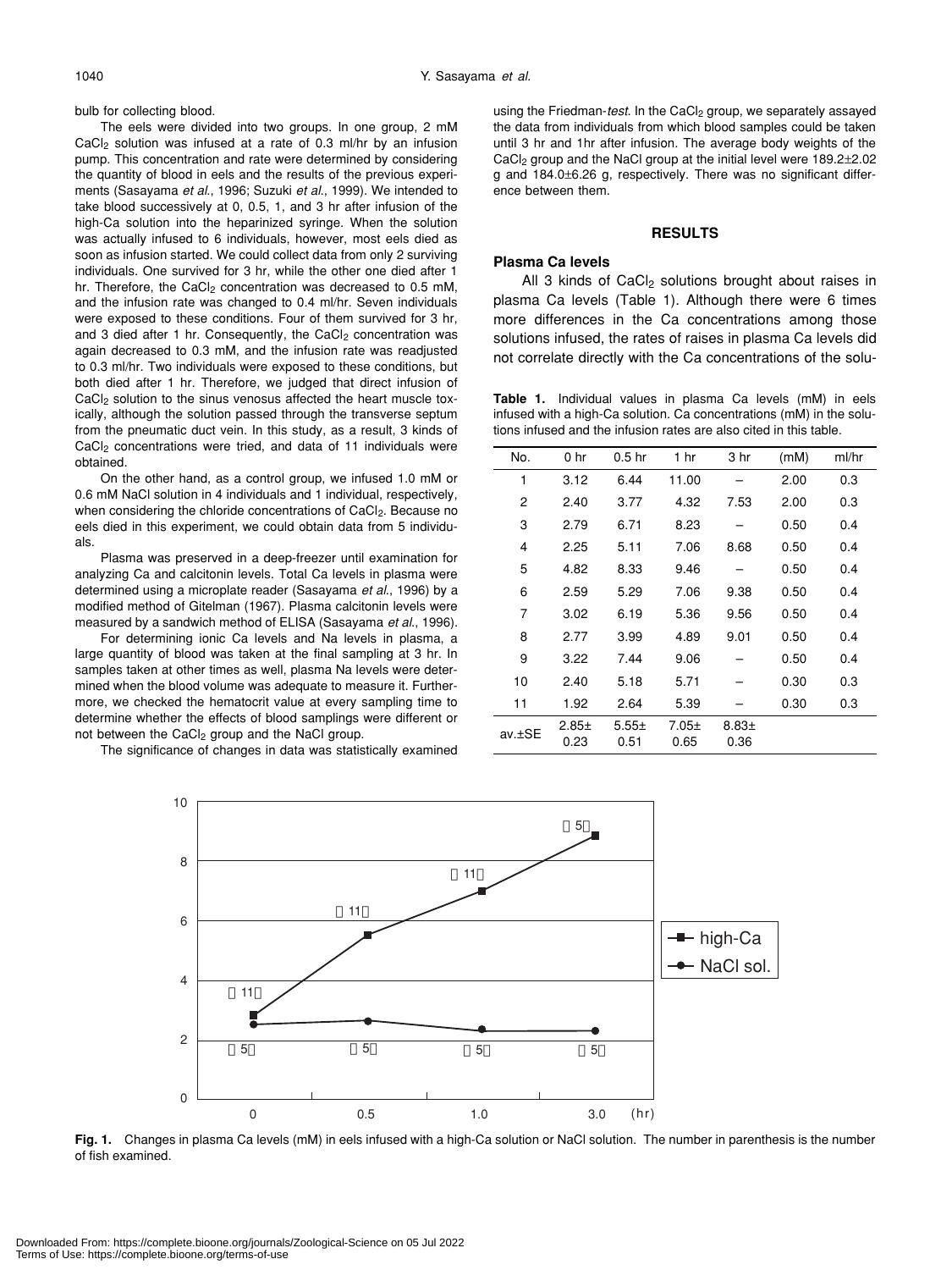bulb for collecting blood.

The eels were divided into two groups. In one group, 2 mM $CaCl_2$ solution was infused at a rate of 0.3 ml/hr by an infusion pump. This concentration and rate were determined by considering the quantity of blood in eels and the results of the previous experiments (Sasayama *et al.*, 1996; Suzuki *et al.*, 1999). We intended to take blood successively at 0, 0.5, 1, and 3 hr after infusion of the high-Ca solution into the heparinized syringe. When the solution was actually infused to 6 individuals, however, most eels died as soon as infusion started. We could collect data from only 2 surviving individuals. One survived for 3 hr, while the other one died after 1 hr. Therefore, the $CaCl_2$ concentration was decreased to 0.5 mM, and the infusion rate was changed to 0.4 ml/hr. Seven individuals were exposed to these conditions. Four of them survived for 3 hr, and 3 died after 1 hr. Consequently, the $CaCl_2$ concentration was again decreased to 0.3 mM, and the infusion rate was readjusted to 0.3 ml/hr. Two individuals were exposed to these conditions, but both died after 1 hr. Therefore, we judged that direct infusion of $CaCl_2$ solution to the sinus venosus affected the heart muscle toxically, although the solution passed through the transverse septum from the pneumatic duct vein. In this study, as a result, 3 kinds of $CaCl_2$ concentrations were tried, and data of 11 individuals were obtained.

On the other hand, as a control group, we infused 1.0 mM or 0.6 mM NaCl solution in 4 individuals and 1 individual, respectively, when considering the chloride concentrations of $CaCl_2$. Because no eels died in this experiment, we could obtain data from 5 individuals.

Plasma was preserved in a deep-freezer until examination for analyzing Ca and calcitonin levels. Total Ca levels in plasma were determined using a microplate reader (Sasayama *et al.*, 1996) by a modified method of Gitelman (1967). Plasma calcitonin levels were measured by a sandwich method of ELISA (Sasayama *et al.*, 1996).

For determining ionic Ca levels and Na levels in plasma, a large quantity of blood was taken at the final sampling at 3 hr. In samples taken at other times as well, plasma Na levels were determined when the blood volume was adequate to measure it. Furthermore, we checked the hematocrit value at every sampling time to determine whether the effects of blood samplings were different or not between the $CaCl_2$ group and the NaCl group.

The significance of changes in data was statistically examined using the Friedman-*test*. In the $CaCl_2$ group, we separately assayed the data from individuals from which blood samples could be taken until 3 hr and 1hr after infusion. The average body weights of the $CaCl_2$ group and the NaCl group at the initial level were 189.2±2.02 g and 184.0±6.26 g, respectively. There was no significant difference between them.

## RESULTS

### Plasma Ca levels

All 3 kinds of $CaCl_2$ solutions brought about raises in plasma Ca levels (Table 1). Although there were 6 times more differences in the Ca concentrations among those solutions infused, the rates of raises in plasma Ca levels did not correlate directly with the Ca concentrations of the solu-

**Table 1.** Individual values in plasma Ca levels (mM) in eels infused with a high-Ca solution. Ca concentrations (mM) in the solutions infused and the infusion rates are also cited in this table.

| No. | 0 hr | 0.5 hr | 1 hr | 3 hr | (mM) | ml/hr |
|---|---|---|---|---|---|---|
| 1 | 3.12 | 6.44 | 11.00 | – | 2.00 | 0.3 |
| 2 | 2.40 | 3.77 | 4.32 | 7.53 | 2.00 | 0.3 |
| 3 | 2.79 | 6.71 | 8.23 | – | 0.50 | 0.4 |
| 4 | 2.25 | 5.11 | 7.06 | 8.68 | 0.50 | 0.4 |
| 5 | 4.82 | 8.33 | 9.46 | – | 0.50 | 0.4 |
| 6 | 2.59 | 5.29 | 7.06 | 9.38 | 0.50 | 0.4 |
| 7 | 3.02 | 6.19 | 5.36 | 9.56 | 0.50 | 0.4 |
| 8 | 2.77 | 3.99 | 4.89 | 9.01 | 0.50 | 0.4 |
| 9 | 3.22 | 7.44 | 9.06 | – | 0.50 | 0.4 |
| 10 | 2.40 | 5.18 | 5.71 | – | 0.30 | 0.3 |
| 11 | 1.92 | 2.64 | 5.39 | – | 0.30 | 0.3 |
| av.±SE | 2.85± 0.23 | 5.55± 0.51 | 7.05± 0.65 | 8.83± 0.36 | | |

**Fig. 1.** Changes in plasma Ca levels (mM) in eels infused with a high-Ca solution or NaCl solution. The number in parenthesis is the number of fish examined.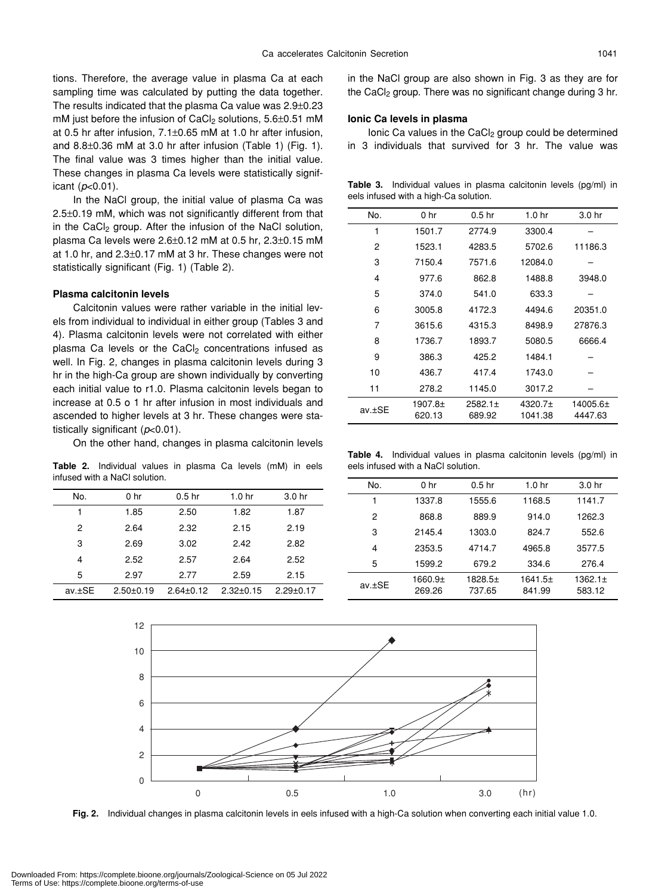tions. Therefore, the average value in plasma Ca at each sampling time was calculated by putting the data together. The results indicated that the plasma Ca value was 2.9±0.23 mM just before the infusion of $CaCl_2$ solutions, 5.6±0.51 mM at 0.5 hr after infusion, 7.1±0.65 mM at 1.0 hr after infusion, and 8.8±0.36 mM at 3.0 hr after infusion (Table 1) (Fig. 1). The final value was 3 times higher than the initial value. These changes in plasma Ca levels were statistically significant ($p$<0.01).

In the NaCl group, the initial value of plasma Ca was 2.5±0.19 mM, which was not significantly different from that in the $CaCl_2$ group. After the infusion of the NaCl solution, plasma Ca levels were 2.6±0.12 mM at 0.5 hr, 2.3±0.15 mM at 1.0 hr, and 2.3±0.17 mM at 3 hr. These changes were not statistically significant (Fig. 1) (Table 2).

#### Plasma calcitonin levels

Calcitonin values were rather variable in the initial levels from individual to individual in either group (Tables 3 and 4). Plasma calcitonin levels were not correlated with either plasma Ca levels or the $CaCl_2$ concentrations infused as well. In Fig. 2, changes in plasma calcitonin levels during 3 hr in the high-Ca group are shown individually by converting each initial value to r1.0. Plasma calcitonin levels began to increase at 0.5 o 1 hr after infusion in most individuals and ascended to higher levels at 3 hr. These changes were statistically significant ($p$<0.01).

On the other hand, changes in plasma calcitonin levels in the NaCl group are also shown in Fig. 3 as they are for the $CaCl_2$ group. There was no significant change during 3 hr.

**Table 2.** Individual values in plasma Ca levels (mM) in eels infused with a NaCl solution.

| No. | 0 hr | 0.5 hr | 1.0 hr | 3.0 hr |
|---|---|---|---|---|
| 1 | 1.85 | 2.50 | 1.82 | 1.87 |
| 2 | 2.64 | 2.32 | 2.15 | 2.19 |
| 3 | 2.69 | 3.02 | 2.42 | 2.82 |
| 4 | 2.52 | 2.57 | 2.64 | 2.52 |
| 5 | 2.97 | 2.77 | 2.59 | 2.15 |
| av.±SE | 2.50±0.19 | 2.64±0.12 | 2.32±0.15 | 2.29±0.17 |

#### Ionic Ca levels in plasma

Ionic Ca values in the $CaCl_2$ group could be determined in 3 individuals that survived for 3 hr. The value was

**Table 3.** Individual values in plasma calcitonin levels (pg/ml) in eels infused with a high-Ca solution.

| No. | 0 hr | 0.5 hr | 1.0 hr | 3.0 hr |
|---|---|---|---|---|
| 1 | 1501.7 | 2774.9 | 3300.4 | – |
| 2 | 1523.1 | 4283.5 | 5702.6 | 11186.3 |
| 3 | 7150.4 | 7571.6 | 12084.0 | – |
| 4 | 977.6 | 862.8 | 1488.8 | 3948.0 |
| 5 | 374.0 | 541.0 | 633.3 | – |
| 6 | 3005.8 | 4172.3 | 4494.6 | 20351.0 |
| 7 | 3615.6 | 4315.3 | 8498.9 | 27876.3 |
| 8 | 1736.7 | 1893.7 | 5080.5 | 6666.4 |
| 9 | 386.3 | 425.2 | 1484.1 | – |
| 10 | 436.7 | 417.4 | 1743.0 | – |
| 11 | 278.2 | 1145.0 | 3017.2 | – |
| av.±SE | 1907.8± 620.13 | 2582.1± 689.92 | 4320.7± 1041.38 | 14005.6± 4447.63 |

**Table 4.** Individual values in plasma calcitonin levels (pg/ml) in eels infused with a NaCl solution.

| No. | 0 hr | 0.5 hr | 1.0 hr | 3.0 hr |
|---|---|---|---|---|
| 1 | 1337.8 | 1555.6 | 1168.5 | 1141.7 |
| 2 | 868.8 | 889.9 | 914.0 | 1262.3 |
| 3 | 2145.4 | 1303.0 | 824.7 | 552.6 |
| 4 | 2353.5 | 4714.7 | 4965.8 | 3577.5 |
| 5 | 1599.2 | 679.2 | 334.6 | 276.4 |
| av.±SE | 1660.9± 269.26 | 1828.5± 737.65 | 1641.5± 841.99 | 1362.1± 583.12 |

**Fig. 2.** Individual changes in plasma calcitonin levels in eels infused with a high-Ca solution when converting each initial value 1.0.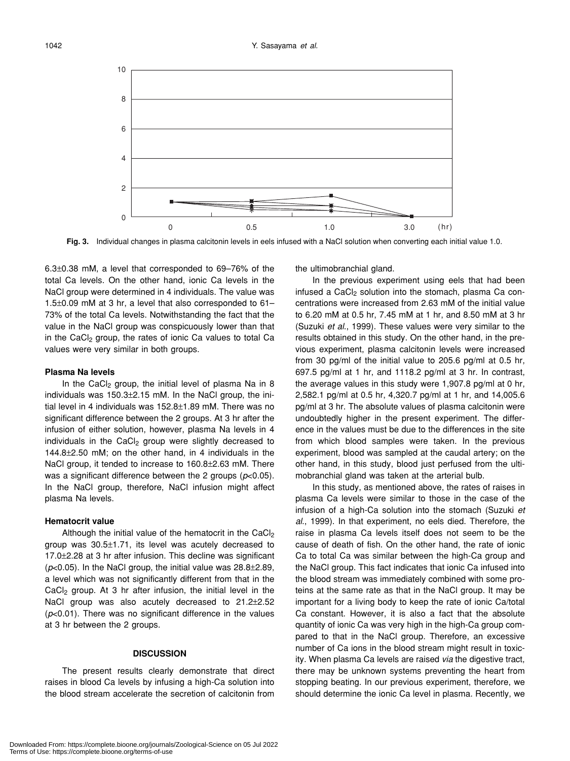**Fig. 3.** Individual changes in plasma calcitonin levels in eels infused with a NaCl solution when converting each initial value 1.0.

6.3±0.38 mM, a level that corresponded to 69–76% of the total Ca levels. On the other hand, ionic Ca levels in the NaCl group were determined in 4 individuals. The value was 1.5±0.09 mM at 3 hr, a level that also corresponded to 61–73% of the total Ca levels. Notwithstanding the fact that the value in the NaCl group was conspicuously lower than that in the $CaCl_2$ group, the rates of ionic Ca values to total Ca values were very similar in both groups.

#### Plasma Na levels

In the $CaCl_2$ group, the initial level of plasma Na in 8 individuals was 150.3±2.15 mM. In the NaCl group, the initial level in 4 individuals was 152.8±1.89 mM. There was no significant difference between the 2 groups. At 3 hr after the infusion of either solution, however, plasma Na levels in 4 individuals in the $CaCl_2$ group were slightly decreased to 144.8±2.50 mM; on the other hand, in 4 individuals in the NaCl group, it tended to increase to 160.8±2.63 mM. There was a significant difference between the 2 groups ($p<0.05$). In the NaCl group, therefore, NaCl infusion might affect plasma Na levels.

#### Hematocrit value

Although the initial value of the hematocrit in the $CaCl_2$ group was 30.5±1.71, its level was acutely decreased to 17.0±2.28 at 3 hr after infusion. This decline was significant ($p<0.05$). In the NaCl group, the initial value was 28.8±2.89, a level which was not significantly different from that in the $CaCl_2$ group. At 3 hr after infusion, the initial level in the NaCl group was also acutely decreased to 21.2±2.52 ($p<0.01$). There was no significant difference in the values at 3 hr between the 2 groups.

## DISCUSSION

The present results clearly demonstrate that direct raises in blood Ca levels by infusing a high-Ca solution into the blood stream accelerate the secretion of calcitonin from the ultimobranchial gland.

In the previous experiment using eels that had been infused a $CaCl_2$ solution into the stomach, plasma Ca concentrations were increased from 2.63 mM of the initial value to 6.20 mM at 0.5 hr, 7.45 mM at 1 hr, and 8.50 mM at 3 hr (Suzuki *et al.*, 1999). These values were very similar to the results obtained in this study. On the other hand, in the previous experiment, plasma calcitonin levels were increased from 30 pg/ml of the initial value to 205.6 pg/ml at 0.5 hr, 697.5 pg/ml at 1 hr, and 1118.2 pg/ml at 3 hr. In contrast, the average values in this study were 1,907.8 pg/ml at 0 hr, 2,582.1 pg/ml at 0.5 hr, 4,320.7 pg/ml at 1 hr, and 14,005.6 pg/ml at 3 hr. The absolute values of plasma calcitonin were undoubtedly higher in the present experiment. The difference in the values must be due to the differences in the site from which blood samples were taken. In the previous experiment, blood was sampled at the caudal artery; on the other hand, in this study, blood just perfused from the ultimobranchial gland was taken at the arterial bulb.

In this study, as mentioned above, the rates of raises in plasma Ca levels were similar to those in the case of the infusion of a high-Ca solution into the stomach (Suzuki *et al.*, 1999). In that experiment, no eels died. Therefore, the raise in plasma Ca levels itself does not seem to be the cause of death of fish. On the other hand, the rate of ionic Ca to total Ca was similar between the high-Ca group and the NaCl group. This fact indicates that ionic Ca infused into the blood stream was immediately combined with some proteins at the same rate as that in the NaCl group. It may be important for a living body to keep the rate of ionic Ca/total Ca constant. However, it is also a fact that the absolute quantity of ionic Ca was very high in the high-Ca group compared to that in the NaCl group. Therefore, an excessive number of Ca ions in the blood stream might result in toxicity. When plasma Ca levels are raised *via* the digestive tract, there may be unknown systems preventing the heart from stopping beating. In our previous experiment, therefore, we should determine the ionic Ca level in plasma. Recently, we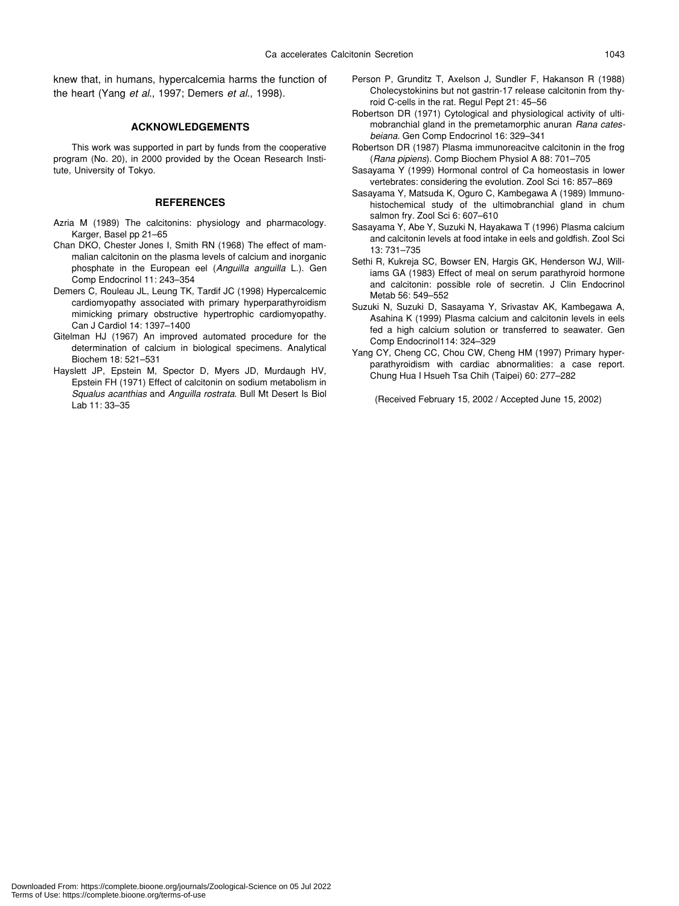knew that, in humans, hypercalcemia harms the function of the heart (Yang *et al*., 1997; Demers *et al*., 1998).

## ACKNOWLEDGEMENTS

This work was supported in part by funds from the cooperative program (No. 20), in 2000 provided by the Ocean Research Institute, University of Tokyo.

## REFERENCES

Azria M (1989) The calcitonins: physiology and pharmacology. Karger, Basel pp 21–65

Chan DKO, Chester Jones I, Smith RN (1968) The effect of mammalian calcitonin on the plasma levels of calcium and inorganic phosphate in the European eel (*Anguilla anguilla* L.). Gen Comp Endocrinol 11: 243–354

Demers C, Rouleau JL, Leung TK, Tardif JC (1998) Hypercalcemic cardiomyopathy associated with primary hyperparathyroidism mimicking primary obstructive hypertrophic cardiomyopathy. Can J Cardiol 14: 1397–1400

Gitelman HJ (1967) An improved automated procedure for the determination of calcium in biological specimens. Analytical Biochem 18: 521–531

Hayslett JP, Epstein M, Spector D, Myers JD, Murdaugh HV, Epstein FH (1971) Effect of calcitonin on sodium metabolism in *Squalus acanthias* and *Anguilla rostrata*. Bull Mt Desert Is Biol Lab 11: 33–35

Person P, Grunditz T, Axelson J, Sundler F, Hakanson R (1988) Cholecystokinins but not gastrin-17 release calcitonin from thyroid C-cells in the rat. Regul Pept 21: 45–56

Robertson DR (1971) Cytological and physiological activity of ultimobranchial gland in the premetamorphic anuran *Rana catesbeiana*. Gen Comp Endocrinol 16: 329–341

Robertson DR (1987) Plasma immunoreacitve calcitonin in the frog (*Rana pipiens*). Comp Biochem Physiol A 88: 701–705

Sasayama Y (1999) Hormonal control of Ca homeostasis in lower vertebrates: considering the evolution. Zool Sci 16: 857–869

Sasayama Y, Matsuda K, Oguro C, Kambegawa A (1989) Immunohistochemical study of the ultimobranchial gland in chum salmon fry. Zool Sci 6: 607–610

Sasayama Y, Abe Y, Suzuki N, Hayakawa T (1996) Plasma calcium and calcitonin levels at food intake in eels and goldfish. Zool Sci 13: 731–735

Sethi R, Kukreja SC, Bowser EN, Hargis GK, Henderson WJ, Williams GA (1983) Effect of meal on serum parathyroid hormone and calcitonin: possible role of secretin. J Clin Endocrinol Metab 56: 549–552

Suzuki N, Suzuki D, Sasayama Y, Srivastav AK, Kambegawa A, Asahina K (1999) Plasma calcium and calcitonin levels in eels fed a high calcium solution or transferred to seawater. Gen Comp Endocrinol114: 324–329

Yang CY, Cheng CC, Chou CW, Cheng HM (1997) Primary hyperparathyroidism with cardiac abnormalities: a case report. Chung Hua I Hsueh Tsa Chih (Taipei) 60: 277–282

(Received February 15, 2002 / Accepted June 15, 2002)